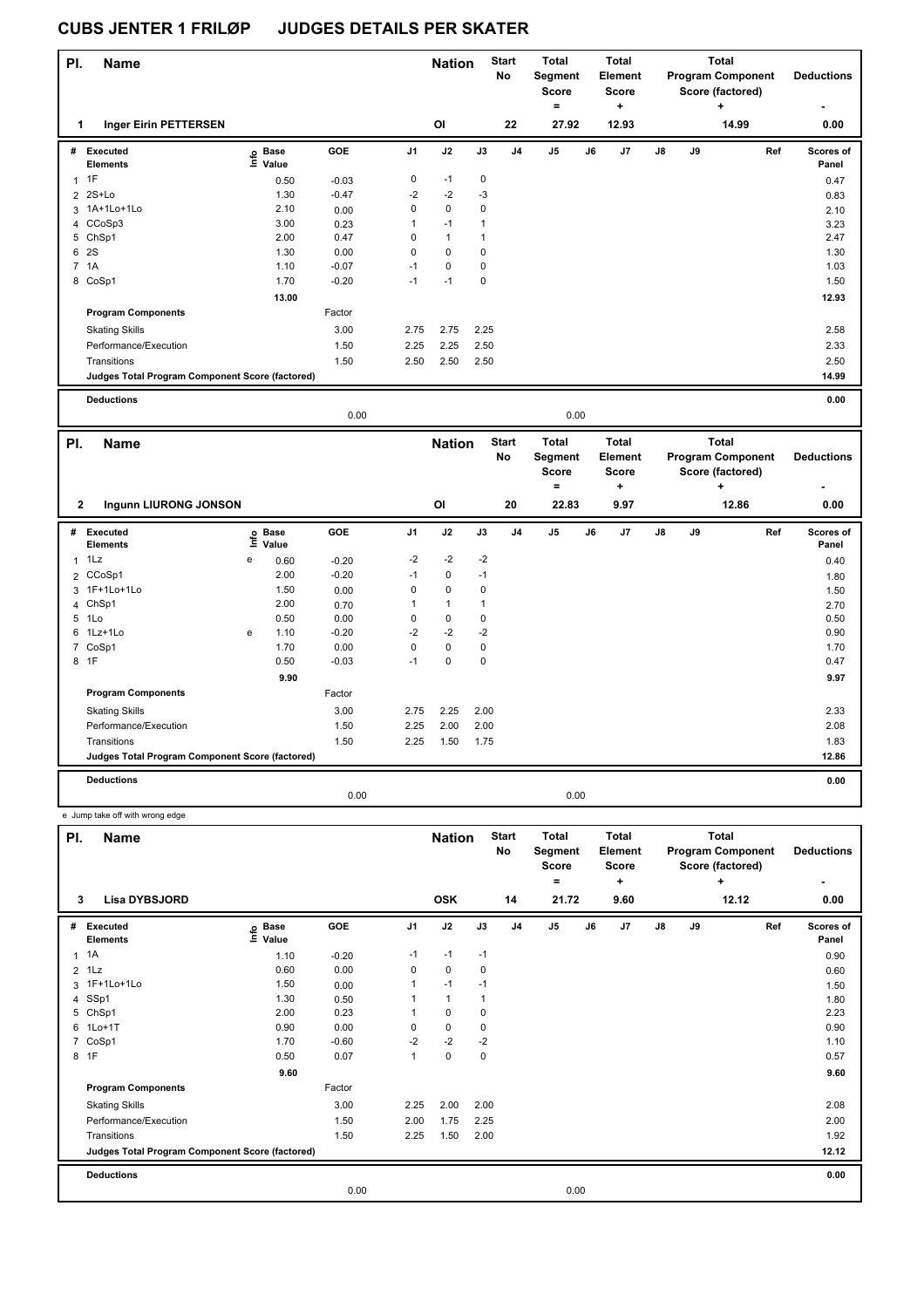# CUBS JENTER 1 FRILØP JUDGES DETAILS PER SKATER

| Pl. | Name | Nation | Start No | Total Segment Score = | Total Element Score + | Total Program Component Score (factored) + | Deductions - |
|---|---|---|---|---|---|---|---|
| 1 | Inger Eirin PETTERSEN | OI | 22 | 27.92 | 12.93 | 14.99 | 0.00 |

| # | Executed Elements | Info | Base Value | GOE | J1 | J2 | J3 | J4 | J5 | J6 | J7 | J8 | J9 | Ref | Scores of Panel |
|---|---|---|---|---|---|---|---|---|---|---|---|---|---|---|---|
| 1 | 1F | | 0.50 | -0.03 | 0 | -1 | 0 | | | | | | | | 0.47 |
| 2 | 2S+Lo | | 1.30 | -0.47 | -2 | -2 | -3 | | | | | | | | 0.83 |
| 3 | 1A+1Lo+1Lo | | 2.10 | 0.00 | 0 | 0 | 0 | | | | | | | | 2.10 |
| 4 | CCoSp3 | | 3.00 | 0.23 | 1 | -1 | 1 | | | | | | | | 3.23 |
| 5 | ChSp1 | | 2.00 | 0.47 | 0 | 1 | 1 | | | | | | | | 2.47 |
| 6 | 2S | | 1.30 | 0.00 | 0 | 0 | 0 | | | | | | | | 1.30 |
| 7 | 1A | | 1.10 | -0.07 | -1 | 0 | 0 | | | | | | | | 1.03 |
| 8 | CoSp1 | | 1.70 | -0.20 | -1 | -1 | 0 | | | | | | | | 1.50 |
| | | | 13.00 | | | | | | | | | | | | 12.93 |
| | Program Components | | | Factor | | | | | | | | | | | |
| | Skating Skills | | | 3.00 | 2.75 | 2.75 | 2.25 | | | | | | | | 2.58 |
| | Performance/Execution | | | 1.50 | 2.25 | 2.25 | 2.50 | | | | | | | | 2.33 |
| | Transitions | | | 1.50 | 2.50 | 2.50 | 2.50 | | | | | | | | 2.50 |
| | Judges Total Program Component Score (factored) | | | | | | | | | | | | | | 14.99 |
| | Deductions | | | | | | | | | | | | | | 0.00 |
| | | | | 0.00 | | | | | 0.00 | | | | | | |

| Pl. | Name | Nation | Start No | Total Segment Score = | Total Element Score + | Total Program Component Score (factored) + | Deductions - |
|---|---|---|---|---|---|---|---|
| 2 | Ingunn LIURONG JONSON | OI | 20 | 22.83 | 9.97 | 12.86 | 0.00 |

| # | Executed Elements | Info | Base Value | GOE | J1 | J2 | J3 | J4 | J5 | J6 | J7 | J8 | J9 | Ref | Scores of Panel |
|---|---|---|---|---|---|---|---|---|---|---|---|---|---|---|---|
| 1 | 1Lz | e | 0.60 | -0.20 | -2 | -2 | -2 | | | | | | | | 0.40 |
| 2 | CCoSp1 | | 2.00 | -0.20 | -1 | 0 | -1 | | | | | | | | 1.80 |
| 3 | 1F+1Lo+1Lo | | 1.50 | 0.00 | 0 | 0 | 0 | | | | | | | | 1.50 |
| 4 | ChSp1 | | 2.00 | 0.70 | 1 | 1 | 1 | | | | | | | | 2.70 |
| 5 | 1Lo | | 0.50 | 0.00 | 0 | 0 | 0 | | | | | | | | 0.50 |
| 6 | 1Lz+1Lo | e | 1.10 | -0.20 | -2 | -2 | -2 | | | | | | | | 0.90 |
| 7 | CoSp1 | | 1.70 | 0.00 | 0 | 0 | 0 | | | | | | | | 1.70 |
| 8 | 1F | | 0.50 | -0.03 | -1 | 0 | 0 | | | | | | | | 0.47 |
| | | | 9.90 | | | | | | | | | | | | 9.97 |
| | Program Components | | | Factor | | | | | | | | | | | |
| | Skating Skills | | | 3.00 | 2.75 | 2.25 | 2.00 | | | | | | | | 2.33 |
| | Performance/Execution | | | 1.50 | 2.25 | 2.00 | 2.00 | | | | | | | | 2.08 |
| | Transitions | | | 1.50 | 2.25 | 1.50 | 1.75 | | | | | | | | 1.83 |
| | Judges Total Program Component Score (factored) | | | | | | | | | | | | | | 12.86 |
| | Deductions | | | | | | | | | | | | | | 0.00 |
| | | | | 0.00 | | | | | 0.00 | | | | | | |

e Jump take off with wrong edge

| Pl. | Name | Nation | Start No | Total Segment Score = | Total Element Score + | Total Program Component Score (factored) + | Deductions - |
|---|---|---|---|---|---|---|---|
| 3 | Lisa DYBSJORD | OSK | 14 | 21.72 | 9.60 | 12.12 | 0.00 |

| # | Executed Elements | Info | Base Value | GOE | J1 | J2 | J3 | J4 | J5 | J6 | J7 | J8 | J9 | Ref | Scores of Panel |
|---|---|---|---|---|---|---|---|---|---|---|---|---|---|---|---|
| 1 | 1A | | 1.10 | -0.20 | -1 | -1 | -1 | | | | | | | | 0.90 |
| 2 | 1Lz | | 0.60 | 0.00 | 0 | 0 | 0 | | | | | | | | 0.60 |
| 3 | 1F+1Lo+1Lo | | 1.50 | 0.00 | 1 | -1 | -1 | | | | | | | | 1.50 |
| 4 | SSp1 | | 1.30 | 0.50 | 1 | 1 | 1 | | | | | | | | 1.80 |
| 5 | ChSp1 | | 2.00 | 0.23 | 1 | 0 | 0 | | | | | | | | 2.23 |
| 6 | 1Lo+1T | | 0.90 | 0.00 | 0 | 0 | 0 | | | | | | | | 0.90 |
| 7 | CoSp1 | | 1.70 | -0.60 | -2 | -2 | -2 | | | | | | | | 1.10 |
| 8 | 1F | | 0.50 | 0.07 | 1 | 0 | 0 | | | | | | | | 0.57 |
| | | | 9.60 | | | | | | | | | | | | 9.60 |
| | Program Components | | | Factor | | | | | | | | | | | |
| | Skating Skills | | | 3.00 | 2.25 | 2.00 | 2.00 | | | | | | | | 2.08 |
| | Performance/Execution | | | 1.50 | 2.00 | 1.75 | 2.25 | | | | | | | | 2.00 |
| | Transitions | | | 1.50 | 2.25 | 1.50 | 2.00 | | | | | | | | 1.92 |
| | Judges Total Program Component Score (factored) | | | | | | | | | | | | | | 12.12 |
| | Deductions | | | | | | | | | | | | | | 0.00 |
| | | | | 0.00 | | | | | 0.00 | | | | | | |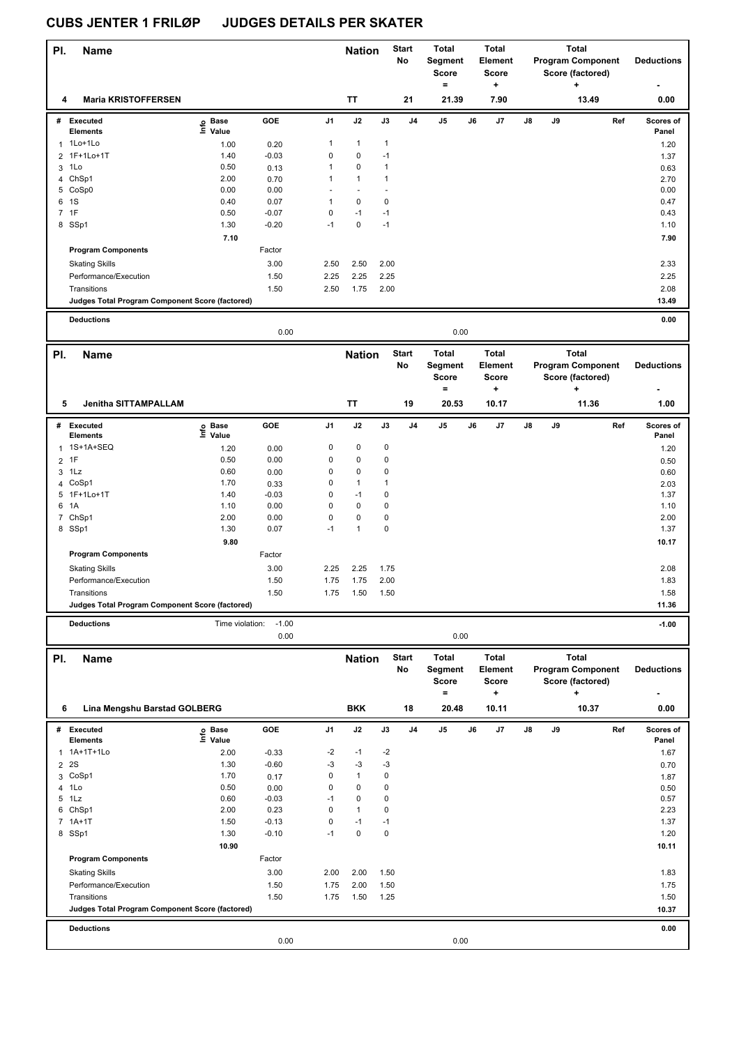# CUBS JENTER 1 FRILØP JUDGES DETAILS PER SKATER

| Pl. | Name | Nation | Start No | Total Segment Score = | Total Element Score + | Total Program Component Score (factored) + | Deductions - |
|---|---|---|---|---|---|---|---|
| 4 | Maria KRISTOFFERSEN | TT | 21 | 21.39 | 7.90 | 13.49 | 0.00 |

| # | Executed Elements | Info | Base Value | GOE | J1 | J2 | J3 | J4 | J5 | J6 | J7 | J8 | J9 | Ref | Scores of Panel |
|---|---|---|---|---|---|---|---|---|---|---|---|---|---|---|---|
| 1 | 1Lo+1Lo | | 1.00 | 0.20 | 1 | 1 | 1 | | | | | | | | 1.20 |
| 2 | 1F+1Lo+1T | | 1.40 | -0.03 | 0 | 0 | -1 | | | | | | | | 1.37 |
| 3 | 1Lo | | 0.50 | 0.13 | 1 | 0 | 1 | | | | | | | | 0.63 |
| 4 | ChSp1 | | 2.00 | 0.70 | 1 | 1 | 1 | | | | | | | | 2.70 |
| 5 | CoSp0 | | 0.00 | 0.00 | - | - | - | | | | | | | | 0.00 |
| 6 | 1S | | 0.40 | 0.07 | 1 | 0 | 0 | | | | | | | | 0.47 |
| 7 | 1F | | 0.50 | -0.07 | 0 | -1 | -1 | | | | | | | | 0.43 |
| 8 | SSp1 | | 1.30 | -0.20 | -1 | 0 | -1 | | | | | | | | 1.10 |
| | | | 7.10 | | | | | | | | | | | | 7.90 |
| | **Program Components** | | | Factor | | | | | | | | | | | |
| | Skating Skills | | | 3.00 | 2.50 | 2.50 | 2.00 | | | | | | | | 2.33 |
| | Performance/Execution | | | 1.50 | 2.25 | 2.25 | 2.25 | | | | | | | | 2.25 |
| | Transitions | | | 1.50 | 2.50 | 1.75 | 2.00 | | | | | | | | 2.08 |
| | **Judges Total Program Component Score (factored)** | | | | | | | | | | | | | | 13.49 |
| | **Deductions** | | | | | | | | | | | | | | 0.00 |
| | | | | 0.00 | | | | | 0.00 | | | | | | |

| Pl. | Name | Nation | Start No | Total Segment Score = | Total Element Score + | Total Program Component Score (factored) + | Deductions - |
|---|---|---|---|---|---|---|---|
| 5 | Jenitha SITTAMPALLAM | TT | 19 | 20.53 | 10.17 | 11.36 | 1.00 |

| # | Executed Elements | Info | Base Value | GOE | J1 | J2 | J3 | J4 | J5 | J6 | J7 | J8 | J9 | Ref | Scores of Panel |
|---|---|---|---|---|---|---|---|---|---|---|---|---|---|---|---|
| 1 | 1S+1A+SEQ | | 1.20 | 0.00 | 0 | 0 | 0 | | | | | | | | 1.20 |
| 2 | 1F | | 0.50 | 0.00 | 0 | 0 | 0 | | | | | | | | 0.50 |
| 3 | 1Lz | | 0.60 | 0.00 | 0 | 0 | 0 | | | | | | | | 0.60 |
| 4 | CoSp1 | | 1.70 | 0.33 | 0 | 1 | 1 | | | | | | | | 2.03 |
| 5 | 1F+1Lo+1T | | 1.40 | -0.03 | 0 | -1 | 0 | | | | | | | | 1.37 |
| 6 | 1A | | 1.10 | 0.00 | 0 | 0 | 0 | | | | | | | | 1.10 |
| 7 | ChSp1 | | 2.00 | 0.00 | 0 | 0 | 0 | | | | | | | | 2.00 |
| 8 | SSp1 | | 1.30 | 0.07 | -1 | 1 | 0 | | | | | | | | 1.37 |
| | | | 9.80 | | | | | | | | | | | | 10.17 |
| | **Program Components** | | | Factor | | | | | | | | | | | |
| | Skating Skills | | | 3.00 | 2.25 | 2.25 | 1.75 | | | | | | | | 2.08 |
| | Performance/Execution | | | 1.50 | 1.75 | 1.75 | 2.00 | | | | | | | | 1.83 |
| | Transitions | | | 1.50 | 1.75 | 1.50 | 1.50 | | | | | | | | 1.58 |
| | **Judges Total Program Component Score (factored)** | | | | | | | | | | | | | | 11.36 |
| | **Deductions** | Time violation: | | -1.00 | | | | | | | | | | | -1.00 |
| | | | | 0.00 | | | | | 0.00 | | | | | | |

| Pl. | Name | Nation | Start No | Total Segment Score = | Total Element Score + | Total Program Component Score (factored) + | Deductions - |
|---|---|---|---|---|---|---|---|
| 6 | Lina Mengshu Barstad GOLBERG | BKK | 18 | 20.48 | 10.11 | 10.37 | 0.00 |

| # | Executed Elements | Info | Base Value | GOE | J1 | J2 | J3 | J4 | J5 | J6 | J7 | J8 | J9 | Ref | Scores of Panel |
|---|---|---|---|---|---|---|---|---|---|---|---|---|---|---|---|
| 1 | 1A+1T+1Lo | | 2.00 | -0.33 | -2 | -1 | -2 | | | | | | | | 1.67 |
| 2 | 2S | | 1.30 | -0.60 | -3 | -3 | -3 | | | | | | | | 0.70 |
| 3 | CoSp1 | | 1.70 | 0.17 | 0 | 1 | 0 | | | | | | | | 1.87 |
| 4 | 1Lo | | 0.50 | 0.00 | 0 | 0 | 0 | | | | | | | | 0.50 |
| 5 | 1Lz | | 0.60 | -0.03 | -1 | 0 | 0 | | | | | | | | 0.57 |
| 6 | ChSp1 | | 2.00 | 0.23 | 0 | 1 | 0 | | | | | | | | 2.23 |
| 7 | 1A+1T | | 1.50 | -0.13 | 0 | -1 | -1 | | | | | | | | 1.37 |
| 8 | SSp1 | | 1.30 | -0.10 | -1 | 0 | 0 | | | | | | | | 1.20 |
| | | | 10.90 | | | | | | | | | | | | 10.11 |
| | **Program Components** | | | Factor | | | | | | | | | | | |
| | Skating Skills | | | 3.00 | 2.00 | 2.00 | 1.50 | | | | | | | | 1.83 |
| | Performance/Execution | | | 1.50 | 1.75 | 2.00 | 1.50 | | | | | | | | 1.75 |
| | Transitions | | | 1.50 | 1.75 | 1.50 | 1.25 | | | | | | | | 1.50 |
| | **Judges Total Program Component Score (factored)** | | | | | | | | | | | | | | 10.37 |
| | **Deductions** | | | | | | | | | | | | | | 0.00 |
| | | | | 0.00 | | | | | 0.00 | | | | | | |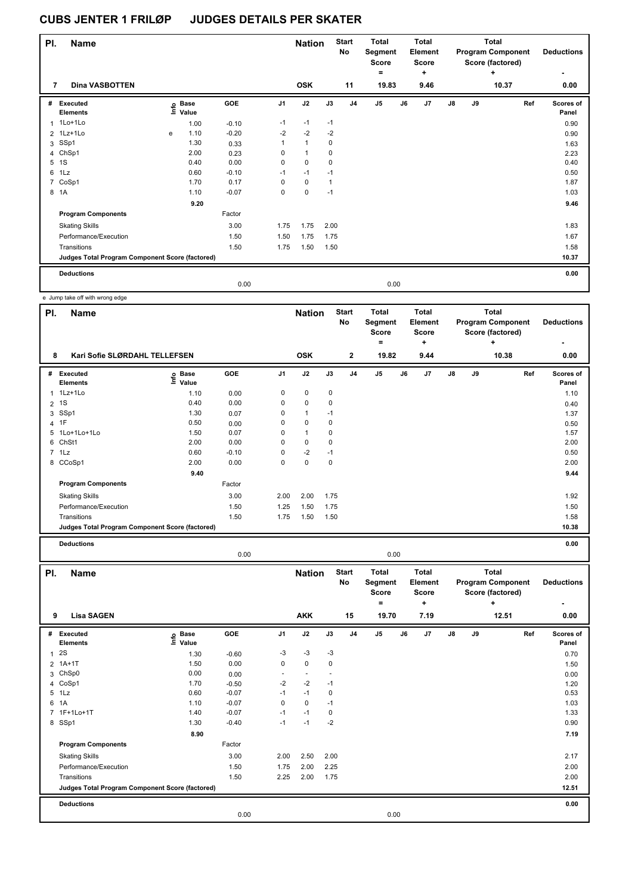# CUBS JENTER 1 FRILØP JUDGES DETAILS PER SKATER

| Pl. | Name | Nation | Start No | Total Segment Score = | Total Element Score + | Total Program Component Score (factored) + | Deductions - |
|---|---|---|---|---|---|---|---|
| 7 | Dina VASBOTTEN | OSK | 11 | 19.83 | 9.46 | 10.37 | 0.00 |

| # | Executed Elements | Info | Base Value | GOE | J1 | J2 | J3 | J4 | J5 | J6 | J7 | J8 | J9 | Ref | Scores of Panel |
|---|---|---|---|---|---|---|---|---|---|---|---|---|---|---|---|
| 1 | 1Lo+1Lo | | 1.00 | -0.10 | -1 | -1 | -1 | | | | | | | | 0.90 |
| 2 | 1Lz+1Lo | e | 1.10 | -0.20 | -2 | -2 | -2 | | | | | | | | 0.90 |
| 3 | SSp1 | | 1.30 | 0.33 | 1 | 1 | 0 | | | | | | | | 1.63 |
| 4 | ChSp1 | | 2.00 | 0.23 | 0 | 1 | 0 | | | | | | | | 2.23 |
| 5 | 1S | | 0.40 | 0.00 | 0 | 0 | 0 | | | | | | | | 0.40 |
| 6 | 1Lz | | 0.60 | -0.10 | -1 | -1 | -1 | | | | | | | | 0.50 |
| 7 | CoSp1 | | 1.70 | 0.17 | 0 | 0 | 1 | | | | | | | | 1.87 |
| 8 | 1A | | 1.10 | -0.07 | 0 | 0 | -1 | | | | | | | | 1.03 |
| | | | 9.20 | | | | | | | | | | | | 9.46 |
| | Program Components | | | Factor | | | | | | | | | | | |
| | Skating Skills | | | 3.00 | 1.75 | 1.75 | 2.00 | | | | | | | | 1.83 |
| | Performance/Execution | | | 1.50 | 1.50 | 1.75 | 1.75 | | | | | | | | 1.67 |
| | Transitions | | | 1.50 | 1.75 | 1.50 | 1.50 | | | | | | | | 1.58 |
| | Judges Total Program Component Score (factored) | | | | | | | | | | | | | | 10.37 |
| | Deductions | | | | | | | | | | | | | | 0.00 |
| | | | | 0.00 | | | | | 0.00 | | | | | | |

e Jump take off with wrong edge

| Pl. | Name | Nation | Start No | Total Segment Score = | Total Element Score + | Total Program Component Score (factored) + | Deductions - |
|---|---|---|---|---|---|---|---|
| 8 | Kari Sofie SLØRDAHL TELLEFSEN | OSK | 2 | 19.82 | 9.44 | 10.38 | 0.00 |

| # | Executed Elements | Info | Base Value | GOE | J1 | J2 | J3 | J4 | J5 | J6 | J7 | J8 | J9 | Ref | Scores of Panel |
|---|---|---|---|---|---|---|---|---|---|---|---|---|---|---|---|
| 1 | 1Lz+1Lo | | 1.10 | 0.00 | 0 | 0 | 0 | | | | | | | | 1.10 |
| 2 | 1S | | 0.40 | 0.00 | 0 | 0 | 0 | | | | | | | | 0.40 |
| 3 | SSp1 | | 1.30 | 0.07 | 0 | 1 | -1 | | | | | | | | 1.37 |
| 4 | 1F | | 0.50 | 0.00 | 0 | 0 | 0 | | | | | | | | 0.50 |
| 5 | 1Lo+1Lo+1Lo | | 1.50 | 0.07 | 0 | 1 | 0 | | | | | | | | 1.57 |
| 6 | ChSt1 | | 2.00 | 0.00 | 0 | 0 | 0 | | | | | | | | 2.00 |
| 7 | 1Lz | | 0.60 | -0.10 | 0 | -2 | -1 | | | | | | | | 0.50 |
| 8 | CCoSp1 | | 2.00 | 0.00 | 0 | 0 | 0 | | | | | | | | 2.00 |
| | | | 9.40 | | | | | | | | | | | | 9.44 |
| | Program Components | | | Factor | | | | | | | | | | | |
| | Skating Skills | | | 3.00 | 2.00 | 2.00 | 1.75 | | | | | | | | 1.92 |
| | Performance/Execution | | | 1.50 | 1.25 | 1.50 | 1.75 | | | | | | | | 1.50 |
| | Transitions | | | 1.50 | 1.75 | 1.50 | 1.50 | | | | | | | | 1.58 |
| | Judges Total Program Component Score (factored) | | | | | | | | | | | | | | 10.38 |
| | Deductions | | | | | | | | | | | | | | 0.00 |
| | | | | 0.00 | | | | | 0.00 | | | | | | |

| Pl. | Name | Nation | Start No | Total Segment Score = | Total Element Score + | Total Program Component Score (factored) + | Deductions - |
|---|---|---|---|---|---|---|---|
| 9 | Lisa SAGEN | AKK | 15 | 19.70 | 7.19 | 12.51 | 0.00 |

| # | Executed Elements | Info | Base Value | GOE | J1 | J2 | J3 | J4 | J5 | J6 | J7 | J8 | J9 | Ref | Scores of Panel |
|---|---|---|---|---|---|---|---|---|---|---|---|---|---|---|---|
| 1 | 2S | | 1.30 | -0.60 | -3 | -3 | -3 | | | | | | | | 0.70 |
| 2 | 1A+1T | | 1.50 | 0.00 | 0 | 0 | 0 | | | | | | | | 1.50 |
| 3 | ChSp0 | | 0.00 | 0.00 | - | - | - | | | | | | | | 0.00 |
| 4 | CoSp1 | | 1.70 | -0.50 | -2 | -2 | -1 | | | | | | | | 1.20 |
| 5 | 1Lz | | 0.60 | -0.07 | -1 | -1 | 0 | | | | | | | | 0.53 |
| 6 | 1A | | 1.10 | -0.07 | 0 | 0 | -1 | | | | | | | | 1.03 |
| 7 | 1F+1Lo+1T | | 1.40 | -0.07 | -1 | -1 | 0 | | | | | | | | 1.33 |
| 8 | SSp1 | | 1.30 | -0.40 | -1 | -1 | -2 | | | | | | | | 0.90 |
| | | | 8.90 | | | | | | | | | | | | 7.19 |
| | Program Components | | | Factor | | | | | | | | | | | |
| | Skating Skills | | | 3.00 | 2.00 | 2.50 | 2.00 | | | | | | | | 2.17 |
| | Performance/Execution | | | 1.50 | 1.75 | 2.00 | 2.25 | | | | | | | | 2.00 |
| | Transitions | | | 1.50 | 2.25 | 2.00 | 1.75 | | | | | | | | 2.00 |
| | Judges Total Program Component Score (factored) | | | | | | | | | | | | | | 12.51 |
| | Deductions | | | | | | | | | | | | | | 0.00 |
| | | | | 0.00 | | | | | 0.00 | | | | | | |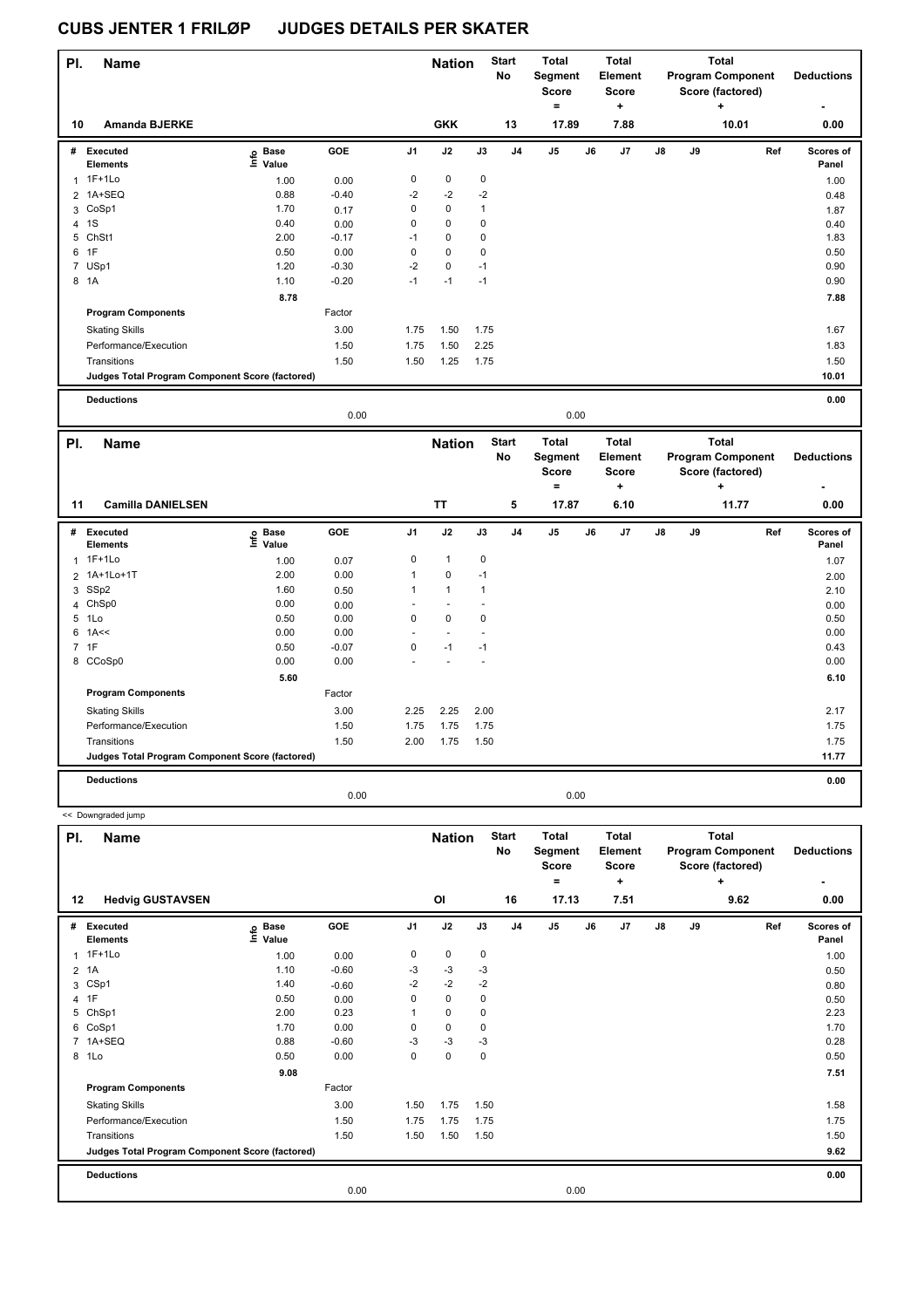# CUBS JENTER 1 FRILØP JUDGES DETAILS PER SKATER

| Pl. | Name | Nation | Start No | Total Segment Score = | Total Element Score + | Total Program Component Score (factored) + | Deductions - |
|---|---|---|---|---|---|---|---|
| 10 | Amanda BJERKE | GKK | 13 | 17.89 | 7.88 | 10.01 | 0.00 |

| # | Executed Elements | Info | Base Value | GOE | J1 | J2 | J3 | J4 | J5 | J6 | J7 | J8 | J9 | Ref | Scores of Panel |
|---|---|---|---|---|---|---|---|---|---|---|---|---|---|---|---|
| 1 | 1F+1Lo | | 1.00 | 0.00 | 0 | 0 | 0 | | | | | | | | 1.00 |
| 2 | 1A+SEQ | | 0.88 | -0.40 | -2 | -2 | -2 | | | | | | | | 0.48 |
| 3 | CoSp1 | | 1.70 | 0.17 | 0 | 0 | 1 | | | | | | | | 1.87 |
| 4 | 1S | | 0.40 | 0.00 | 0 | 0 | 0 | | | | | | | | 0.40 |
| 5 | ChSt1 | | 2.00 | -0.17 | -1 | 0 | 0 | | | | | | | | 1.83 |
| 6 | 1F | | 0.50 | 0.00 | 0 | 0 | 0 | | | | | | | | 0.50 |
| 7 | USp1 | | 1.20 | -0.30 | -2 | 0 | -1 | | | | | | | | 0.90 |
| 8 | 1A | | 1.10 | -0.20 | -1 | -1 | -1 | | | | | | | | 0.90 |
| | | | 8.78 | | | | | | | | | | | | 7.88 |
| | **Program Components** | | | Factor | | | | | | | | | | | |
| | Skating Skills | | | 3.00 | 1.75 | 1.50 | 1.75 | | | | | | | | 1.67 |
| | Performance/Execution | | | 1.50 | 1.75 | 1.50 | 2.25 | | | | | | | | 1.83 |
| | Transitions | | | 1.50 | 1.50 | 1.25 | 1.75 | | | | | | | | 1.50 |
| | **Judges Total Program Component Score (factored)** | | | | | | | | | | | | | | 10.01 |
| | **Deductions** | | | 0.00 | | | | | 0.00 | | | | | | 0.00 |

| Pl. | Name | Nation | Start No | Total Segment Score = | Total Element Score + | Total Program Component Score (factored) + | Deductions - |
|---|---|---|---|---|---|---|---|
| 11 | Camilla DANIELSEN | TT | 5 | 17.87 | 6.10 | 11.77 | 0.00 |

| # | Executed Elements | Info | Base Value | GOE | J1 | J2 | J3 | J4 | J5 | J6 | J7 | J8 | J9 | Ref | Scores of Panel |
|---|---|---|---|---|---|---|---|---|---|---|---|---|---|---|---|
| 1 | 1F+1Lo | | 1.00 | 0.07 | 0 | 1 | 0 | | | | | | | | 1.07 |
| 2 | 1A+1Lo+1T | | 2.00 | 0.00 | 1 | 0 | -1 | | | | | | | | 2.00 |
| 3 | SSp2 | | 1.60 | 0.50 | 1 | 1 | 1 | | | | | | | | 2.10 |
| 4 | ChSp0 | | 0.00 | 0.00 | - | - | - | | | | | | | | 0.00 |
| 5 | 1Lo | | 0.50 | 0.00 | 0 | 0 | 0 | | | | | | | | 0.50 |
| 6 | 1A<< | | 0.00 | 0.00 | - | - | - | | | | | | | | 0.00 |
| 7 | 1F | | 0.50 | -0.07 | 0 | -1 | -1 | | | | | | | | 0.43 |
| 8 | CCoSp0 | | 0.00 | 0.00 | - | - | - | | | | | | | | 0.00 |
| | | | 5.60 | | | | | | | | | | | | 6.10 |
| | **Program Components** | | | Factor | | | | | | | | | | | |
| | Skating Skills | | | 3.00 | 2.25 | 2.25 | 2.00 | | | | | | | | 2.17 |
| | Performance/Execution | | | 1.50 | 1.75 | 1.75 | 1.75 | | | | | | | | 1.75 |
| | Transitions | | | 1.50 | 2.00 | 1.75 | 1.50 | | | | | | | | 1.75 |
| | **Judges Total Program Component Score (factored)** | | | | | | | | | | | | | | 11.77 |
| | **Deductions** | | | 0.00 | | | | | 0.00 | | | | | | 0.00 |

<< Downgraded jump

| Pl. | Name | Nation | Start No | Total Segment Score = | Total Element Score + | Total Program Component Score (factored) + | Deductions - |
|---|---|---|---|---|---|---|---|
| 12 | Hedvig GUSTAVSEN | OI | 16 | 17.13 | 7.51 | 9.62 | 0.00 |

| # | Executed Elements | Info | Base Value | GOE | J1 | J2 | J3 | J4 | J5 | J6 | J7 | J8 | J9 | Ref | Scores of Panel |
|---|---|---|---|---|---|---|---|---|---|---|---|---|---|---|---|
| 1 | 1F+1Lo | | 1.00 | 0.00 | 0 | 0 | 0 | | | | | | | | 1.00 |
| 2 | 1A | | 1.10 | -0.60 | -3 | -3 | -3 | | | | | | | | 0.50 |
| 3 | CSp1 | | 1.40 | -0.60 | -2 | -2 | -2 | | | | | | | | 0.80 |
| 4 | 1F | | 0.50 | 0.00 | 0 | 0 | 0 | | | | | | | | 0.50 |
| 5 | ChSp1 | | 2.00 | 0.23 | 1 | 0 | 0 | | | | | | | | 2.23 |
| 6 | CoSp1 | | 1.70 | 0.00 | 0 | 0 | 0 | | | | | | | | 1.70 |
| 7 | 1A+SEQ | | 0.88 | -0.60 | -3 | -3 | -3 | | | | | | | | 0.28 |
| 8 | 1Lo | | 0.50 | 0.00 | 0 | 0 | 0 | | | | | | | | 0.50 |
| | | | 9.08 | | | | | | | | | | | | 7.51 |
| | **Program Components** | | | Factor | | | | | | | | | | | |
| | Skating Skills | | | 3.00 | 1.50 | 1.75 | 1.50 | | | | | | | | 1.58 |
| | Performance/Execution | | | 1.50 | 1.75 | 1.75 | 1.75 | | | | | | | | 1.75 |
| | Transitions | | | 1.50 | 1.50 | 1.50 | 1.50 | | | | | | | | 1.50 |
| | **Judges Total Program Component Score (factored)** | | | | | | | | | | | | | | 9.62 |
| | **Deductions** | | | 0.00 | | | | | 0.00 | | | | | | 0.00 |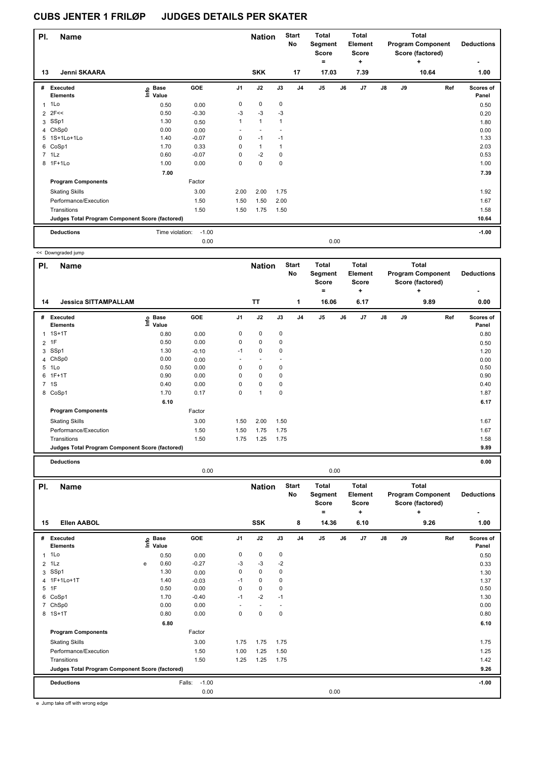# CUBS JENTER 1 FRILØP JUDGES DETAILS PER SKATER

| Pl. | Name | Nation | Start No | Total Segment Score = | Total Element Score + | Total Program Component Score (factored) + | Deductions - |
|---|---|---|---|---|---|---|---|
| 13 | Jenni SKAARA | SKK | 17 | 17.03 | 7.39 | 10.64 | 1.00 |

| # | Executed Elements | Info | Base Value | GOE | J1 | J2 | J3 | J4 | J5 | J6 | J7 | J8 | J9 | Ref | Scores of Panel |
|---|---|---|---|---|---|---|---|---|---|---|---|---|---|---|---|
| 1 | 1Lo | | 0.50 | 0.00 | 0 | 0 | 0 | | | | | | | | 0.50 |
| 2 | 2F<< | | 0.50 | -0.30 | -3 | -3 | -3 | | | | | | | | 0.20 |
| 3 | SSp1 | | 1.30 | 0.50 | 1 | 1 | 1 | | | | | | | | 1.80 |
| 4 | ChSp0 | | 0.00 | 0.00 | - | - | - | | | | | | | | 0.00 |
| 5 | 1S+1Lo+1Lo | | 1.40 | -0.07 | 0 | -1 | -1 | | | | | | | | 1.33 |
| 6 | CoSp1 | | 1.70 | 0.33 | 0 | 1 | 1 | | | | | | | | 2.03 |
| 7 | 1Lz | | 0.60 | -0.07 | 0 | -2 | 0 | | | | | | | | 0.53 |
| 8 | 1F+1Lo | | 1.00 | 0.00 | 0 | 0 | 0 | | | | | | | | 1.00 |
| | | | 7.00 | | | | | | | | | | | | 7.39 |
| | **Program Components** | | | Factor | | | | | | | | | | | |
| | Skating Skills | | | 3.00 | 2.00 | 2.00 | 1.75 | | | | | | | | 1.92 |
| | Performance/Execution | | | 1.50 | 1.50 | 1.50 | 2.00 | | | | | | | | 1.67 |
| | Transitions | | | 1.50 | 1.50 | 1.75 | 1.50 | | | | | | | | 1.58 |
| | **Judges Total Program Component Score (factored)** | | | | | | | | | | | | | | 10.64 |
| | **Deductions** | | Time violation: | -1.00 | | | | | | | | | | | -1.00 |
| | | | | 0.00 | | | | | 0.00 | | | | | | |

<< Downgraded jump

| Pl. | Name | Nation | Start No | Total Segment Score = | Total Element Score + | Total Program Component Score (factored) + | Deductions - |
|---|---|---|---|---|---|---|---|
| 14 | Jessica SITTAMPALLAM | TT | 1 | 16.06 | 6.17 | 9.89 | 0.00 |

| # | Executed Elements | Info | Base Value | GOE | J1 | J2 | J3 | J4 | J5 | J6 | J7 | J8 | J9 | Ref | Scores of Panel |
|---|---|---|---|---|---|---|---|---|---|---|---|---|---|---|---|
| 1 | 1S+1T | | 0.80 | 0.00 | 0 | 0 | 0 | | | | | | | | 0.80 |
| 2 | 1F | | 0.50 | 0.00 | 0 | 0 | 0 | | | | | | | | 0.50 |
| 3 | SSp1 | | 1.30 | -0.10 | -1 | 0 | 0 | | | | | | | | 1.20 |
| 4 | ChSp0 | | 0.00 | 0.00 | - | - | - | | | | | | | | 0.00 |
| 5 | 1Lo | | 0.50 | 0.00 | 0 | 0 | 0 | | | | | | | | 0.50 |
| 6 | 1F+1T | | 0.90 | 0.00 | 0 | 0 | 0 | | | | | | | | 0.90 |
| 7 | 1S | | 0.40 | 0.00 | 0 | 0 | 0 | | | | | | | | 0.40 |
| 8 | CoSp1 | | 1.70 | 0.17 | 0 | 1 | 0 | | | | | | | | 1.87 |
| | | | 6.10 | | | | | | | | | | | | 6.17 |
| | **Program Components** | | | Factor | | | | | | | | | | | |
| | Skating Skills | | | 3.00 | 1.50 | 2.00 | 1.50 | | | | | | | | 1.67 |
| | Performance/Execution | | | 1.50 | 1.50 | 1.75 | 1.75 | | | | | | | | 1.67 |
| | Transitions | | | 1.50 | 1.75 | 1.25 | 1.75 | | | | | | | | 1.58 |
| | **Judges Total Program Component Score (factored)** | | | | | | | | | | | | | | 9.89 |
| | **Deductions** | | | | | | | | | | | | | | 0.00 |
| | | | | 0.00 | | | | | 0.00 | | | | | | |

| Pl. | Name | Nation | Start No | Total Segment Score = | Total Element Score + | Total Program Component Score (factored) + | Deductions - |
|---|---|---|---|---|---|---|---|
| 15 | Ellen AABOL | SSK | 8 | 14.36 | 6.10 | 9.26 | 1.00 |

| # | Executed Elements | Info | Base Value | GOE | J1 | J2 | J3 | J4 | J5 | J6 | J7 | J8 | J9 | Ref | Scores of Panel |
|---|---|---|---|---|---|---|---|---|---|---|---|---|---|---|---|
| 1 | 1Lo | | 0.50 | 0.00 | 0 | 0 | 0 | | | | | | | | 0.50 |
| 2 | 1Lz | e | 0.60 | -0.27 | -3 | -3 | -2 | | | | | | | | 0.33 |
| 3 | SSp1 | | 1.30 | 0.00 | 0 | 0 | 0 | | | | | | | | 1.30 |
| 4 | 1F+1Lo+1T | | 1.40 | -0.03 | -1 | 0 | 0 | | | | | | | | 1.37 |
| 5 | 1F | | 0.50 | 0.00 | 0 | 0 | 0 | | | | | | | | 0.50 |
| 6 | CoSp1 | | 1.70 | -0.40 | -1 | -2 | -1 | | | | | | | | 1.30 |
| 7 | ChSp0 | | 0.00 | 0.00 | - | - | - | | | | | | | | 0.00 |
| 8 | 1S+1T | | 0.80 | 0.00 | 0 | 0 | 0 | | | | | | | | 0.80 |
| | | | 6.80 | | | | | | | | | | | | 6.10 |
| | **Program Components** | | | Factor | | | | | | | | | | | |
| | Skating Skills | | | 3.00 | 1.75 | 1.75 | 1.75 | | | | | | | | 1.75 |
| | Performance/Execution | | | 1.50 | 1.00 | 1.25 | 1.50 | | | | | | | | 1.25 |
| | Transitions | | | 1.50 | 1.25 | 1.25 | 1.75 | | | | | | | | 1.42 |
| | **Judges Total Program Component Score (factored)** | | | | | | | | | | | | | | 9.26 |
| | **Deductions** | | Falls: | -1.00 | | | | | | | | | | | -1.00 |
| | | | | 0.00 | | | | | 0.00 | | | | | | |

e Jump take off with wrong edge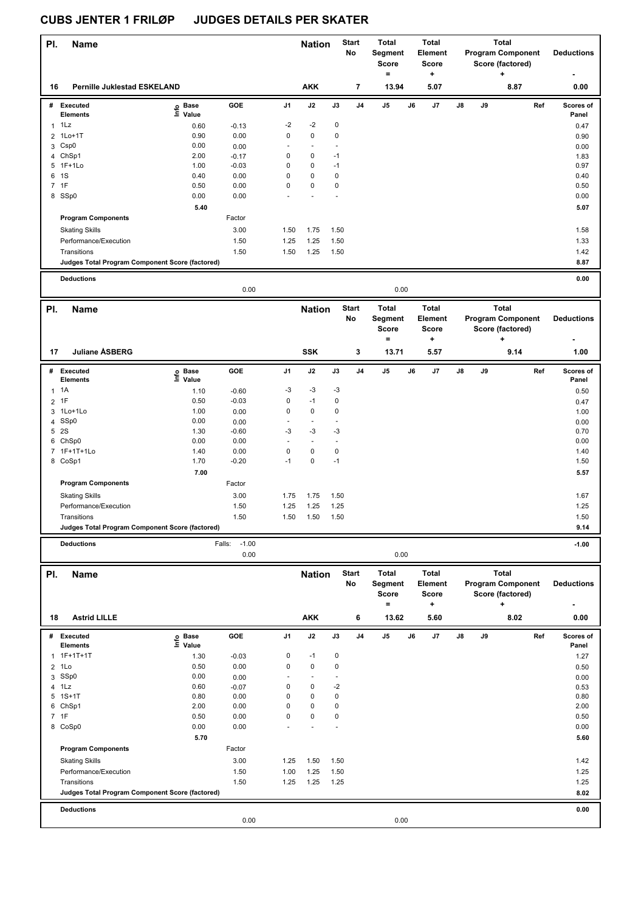# CUBS JENTER 1 FRILØP JUDGES DETAILS PER SKATER

| Pl. | Name | Nation | Start No | Total Segment Score = | Total Element Score + | Total Program Component Score (factored) + | Deductions - |
|---|---|---|---|---|---|---|---|
| 16 | Pernille Juklestad ESKELAND | AKK | 7 | 13.94 | 5.07 | 8.87 | 0.00 |

| # | Executed Elements | Info | Base Value | GOE | J1 | J2 | J3 | J4 | J5 | J6 | J7 | J8 | J9 | Ref | Scores of Panel |
|---|---|---|---|---|---|---|---|---|---|---|---|---|---|---|---|
| 1 | 1Lz | | 0.60 | -0.13 | -2 | -2 | 0 | | | | | | | | 0.47 |
| 2 | 1Lo+1T | | 0.90 | 0.00 | 0 | 0 | 0 | | | | | | | | 0.90 |
| 3 | Csp0 | | 0.00 | 0.00 | - | - | - | | | | | | | | 0.00 |
| 4 | ChSp1 | | 2.00 | -0.17 | 0 | 0 | -1 | | | | | | | | 1.83 |
| 5 | 1F+1Lo | | 1.00 | -0.03 | 0 | 0 | -1 | | | | | | | | 0.97 |
| 6 | 1S | | 0.40 | 0.00 | 0 | 0 | 0 | | | | | | | | 0.40 |
| 7 | 1F | | 0.50 | 0.00 | 0 | 0 | 0 | | | | | | | | 0.50 |
| 8 | SSp0 | | 0.00 | 0.00 | - | - | - | | | | | | | | 0.00 |
| | | | 5.40 | | | | | | | | | | | | 5.07 |
| | Program Components | | | Factor | | | | | | | | | | | |
| | Skating Skills | | | 3.00 | 1.50 | 1.75 | 1.50 | | | | | | | | 1.58 |
| | Performance/Execution | | | 1.50 | 1.25 | 1.25 | 1.50 | | | | | | | | 1.33 |
| | Transitions | | | 1.50 | 1.50 | 1.25 | 1.50 | | | | | | | | 1.42 |
| | Judges Total Program Component Score (factored) | | | | | | | | | | | | | | 8.87 |
| | Deductions | | | | | | | | | | | | | | 0.00 |
| | | | | 0.00 | | | | | 0.00 | | | | | | |

| Pl. | Name | Nation | Start No | Total Segment Score = | Total Element Score + | Total Program Component Score (factored) + | Deductions - |
|---|---|---|---|---|---|---|---|
| 17 | Juliane ÅSBERG | SSK | 3 | 13.71 | 5.57 | 9.14 | 1.00 |

| # | Executed Elements | Info | Base Value | GOE | J1 | J2 | J3 | J4 | J5 | J6 | J7 | J8 | J9 | Ref | Scores of Panel |
|---|---|---|---|---|---|---|---|---|---|---|---|---|---|---|---|
| 1 | 1A | | 1.10 | -0.60 | -3 | -3 | -3 | | | | | | | | 0.50 |
| 2 | 1F | | 0.50 | -0.03 | 0 | -1 | 0 | | | | | | | | 0.47 |
| 3 | 1Lo+1Lo | | 1.00 | 0.00 | 0 | 0 | 0 | | | | | | | | 1.00 |
| 4 | SSp0 | | 0.00 | 0.00 | - | - | - | | | | | | | | 0.00 |
| 5 | 2S | | 1.30 | -0.60 | -3 | -3 | -3 | | | | | | | | 0.70 |
| 6 | ChSp0 | | 0.00 | 0.00 | - | - | - | | | | | | | | 0.00 |
| 7 | 1F+1T+1Lo | | 1.40 | 0.00 | 0 | 0 | 0 | | | | | | | | 1.40 |
| 8 | CoSp1 | | 1.70 | -0.20 | -1 | 0 | -1 | | | | | | | | 1.50 |
| | | | 7.00 | | | | | | | | | | | | 5.57 |
| | Program Components | | | Factor | | | | | | | | | | | |
| | Skating Skills | | | 3.00 | 1.75 | 1.75 | 1.50 | | | | | | | | 1.67 |
| | Performance/Execution | | | 1.50 | 1.25 | 1.25 | 1.25 | | | | | | | | 1.25 |
| | Transitions | | | 1.50 | 1.50 | 1.50 | 1.50 | | | | | | | | 1.50 |
| | Judges Total Program Component Score (factored) | | | | | | | | | | | | | | 9.14 |
| | Deductions | | | Falls: -1.00 | | | | | | | | | | | -1.00 |
| | | | | 0.00 | | | | | 0.00 | | | | | | |

| Pl. | Name | Nation | Start No | Total Segment Score = | Total Element Score + | Total Program Component Score (factored) + | Deductions - |
|---|---|---|---|---|---|---|---|
| 18 | Astrid LILLE | AKK | 6 | 13.62 | 5.60 | 8.02 | 0.00 |

| # | Executed Elements | Info | Base Value | GOE | J1 | J2 | J3 | J4 | J5 | J6 | J7 | J8 | J9 | Ref | Scores of Panel |
|---|---|---|---|---|---|---|---|---|---|---|---|---|---|---|---|
| 1 | 1F+1T+1T | | 1.30 | -0.03 | 0 | -1 | 0 | | | | | | | | 1.27 |
| 2 | 1Lo | | 0.50 | 0.00 | 0 | 0 | 0 | | | | | | | | 0.50 |
| 3 | SSp0 | | 0.00 | 0.00 | - | - | - | | | | | | | | 0.00 |
| 4 | 1Lz | | 0.60 | -0.07 | 0 | 0 | -2 | | | | | | | | 0.53 |
| 5 | 1S+1T | | 0.80 | 0.00 | 0 | 0 | 0 | | | | | | | | 0.80 |
| 6 | ChSp1 | | 2.00 | 0.00 | 0 | 0 | 0 | | | | | | | | 2.00 |
| 7 | 1F | | 0.50 | 0.00 | 0 | 0 | 0 | | | | | | | | 0.50 |
| 8 | CoSp0 | | 0.00 | 0.00 | - | - | - | | | | | | | | 0.00 |
| | | | 5.70 | | | | | | | | | | | | 5.60 |
| | Program Components | | | Factor | | | | | | | | | | | |
| | Skating Skills | | | 3.00 | 1.25 | 1.50 | 1.50 | | | | | | | | 1.42 |
| | Performance/Execution | | | 1.50 | 1.00 | 1.25 | 1.50 | | | | | | | | 1.25 |
| | Transitions | | | 1.50 | 1.25 | 1.25 | 1.25 | | | | | | | | 1.25 |
| | Judges Total Program Component Score (factored) | | | | | | | | | | | | | | 8.02 |
| | Deductions | | | | | | | | | | | | | | 0.00 |
| | | | | 0.00 | | | | | 0.00 | | | | | | |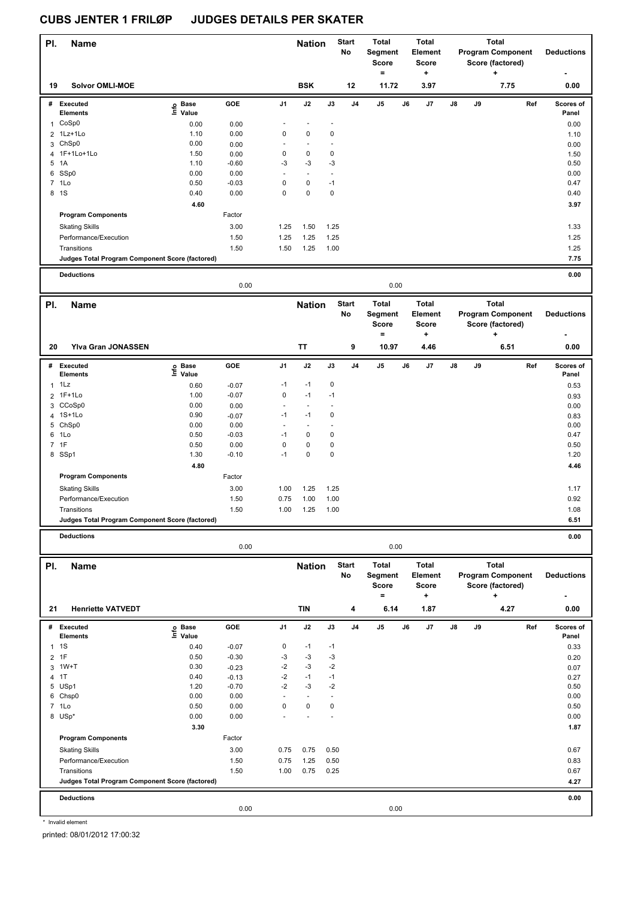# CUBS JENTER 1 FRILØP JUDGES DETAILS PER SKATER

| Pl. | Name | Nation | Start No | Total Segment Score = | Total Element Score + | Total Program Component Score (factored) + | Deductions - |
|---|---|---|---|---|---|---|---|
| 19 | Solvor OMLI-MOE | BSK | 12 | 11.72 | 3.97 | 7.75 | 0.00 |

| # | Executed Elements | Info | Base Value | GOE | J1 | J2 | J3 | J4 | J5 | J6 | J7 | J8 | J9 | Ref | Scores of Panel |
|---|---|---|---|---|---|---|---|---|---|---|---|---|---|---|---|
| 1 | CoSp0 | | 0.00 | 0.00 | - | - | - | | | | | | | | 0.00 |
| 2 | 1Lz+1Lo | | 1.10 | 0.00 | 0 | 0 | 0 | | | | | | | | 1.10 |
| 3 | ChSp0 | | 0.00 | 0.00 | - | - | - | | | | | | | | 0.00 |
| 4 | 1F+1Lo+1Lo | | 1.50 | 0.00 | 0 | 0 | 0 | | | | | | | | 1.50 |
| 5 | 1A | | 1.10 | -0.60 | -3 | -3 | -3 | | | | | | | | 0.50 |
| 6 | SSp0 | | 0.00 | 0.00 | - | - | - | | | | | | | | 0.00 |
| 7 | 1Lo | | 0.50 | -0.03 | 0 | 0 | -1 | | | | | | | | 0.47 |
| 8 | 1S | | 0.40 | 0.00 | 0 | 0 | 0 | | | | | | | | 0.40 |
| | | | 4.60 | | | | | | | | | | | | 3.97 |
| | **Program Components** | | | Factor | | | | | | | | | | | |
| | Skating Skills | | | 3.00 | 1.25 | 1.50 | 1.25 | | | | | | | | 1.33 |
| | Performance/Execution | | | 1.50 | 1.25 | 1.25 | 1.25 | | | | | | | | 1.25 |
| | Transitions | | | 1.50 | 1.50 | 1.25 | 1.00 | | | | | | | | 1.25 |
| | **Judges Total Program Component Score (factored)** | | | | | | | | | | | | | | 7.75 |
| | **Deductions** | | | | | | | | | | | | | | 0.00 |
| | | | | 0.00 | | | | | 0.00 | | | | | | |

| Pl. | Name | Nation | Start No | Total Segment Score = | Total Element Score + | Total Program Component Score (factored) + | Deductions - |
|---|---|---|---|---|---|---|---|
| 20 | Ylva Gran JONASSEN | TT | 9 | 10.97 | 4.46 | 6.51 | 0.00 |

| # | Executed Elements | Info | Base Value | GOE | J1 | J2 | J3 | J4 | J5 | J6 | J7 | J8 | J9 | Ref | Scores of Panel |
|---|---|---|---|---|---|---|---|---|---|---|---|---|---|---|---|
| 1 | 1Lz | | 0.60 | -0.07 | -1 | -1 | 0 | | | | | | | | 0.53 |
| 2 | 1F+1Lo | | 1.00 | -0.07 | 0 | -1 | -1 | | | | | | | | 0.93 |
| 3 | CCoSp0 | | 0.00 | 0.00 | - | - | - | | | | | | | | 0.00 |
| 4 | 1S+1Lo | | 0.90 | -0.07 | -1 | -1 | 0 | | | | | | | | 0.83 |
| 5 | ChSp0 | | 0.00 | 0.00 | - | - | - | | | | | | | | 0.00 |
| 6 | 1Lo | | 0.50 | -0.03 | -1 | 0 | 0 | | | | | | | | 0.47 |
| 7 | 1F | | 0.50 | 0.00 | 0 | 0 | 0 | | | | | | | | 0.50 |
| 8 | SSp1 | | 1.30 | -0.10 | -1 | 0 | 0 | | | | | | | | 1.20 |
| | | | 4.80 | | | | | | | | | | | | 4.46 |
| | **Program Components** | | | Factor | | | | | | | | | | | |
| | Skating Skills | | | 3.00 | 1.00 | 1.25 | 1.25 | | | | | | | | 1.17 |
| | Performance/Execution | | | 1.50 | 0.75 | 1.00 | 1.00 | | | | | | | | 0.92 |
| | Transitions | | | 1.50 | 1.00 | 1.25 | 1.00 | | | | | | | | 1.08 |
| | **Judges Total Program Component Score (factored)** | | | | | | | | | | | | | | 6.51 |
| | **Deductions** | | | | | | | | | | | | | | 0.00 |
| | | | | 0.00 | | | | | 0.00 | | | | | | |

| Pl. | Name | Nation | Start No | Total Segment Score = | Total Element Score + | Total Program Component Score (factored) + | Deductions - |
|---|---|---|---|---|---|---|---|
| 21 | Henriette VATVEDT | TIN | 4 | 6.14 | 1.87 | 4.27 | 0.00 |

| # | Executed Elements | Info | Base Value | GOE | J1 | J2 | J3 | J4 | J5 | J6 | J7 | J8 | J9 | Ref | Scores of Panel |
|---|---|---|---|---|---|---|---|---|---|---|---|---|---|---|---|
| 1 | 1S | | 0.40 | -0.07 | 0 | -1 | -1 | | | | | | | | 0.33 |
| 2 | 1F | | 0.50 | -0.30 | -3 | -3 | -3 | | | | | | | | 0.20 |
| 3 | 1W+T | | 0.30 | -0.23 | -2 | -3 | -2 | | | | | | | | 0.07 |
| 4 | 1T | | 0.40 | -0.13 | -2 | -1 | -1 | | | | | | | | 0.27 |
| 5 | USp1 | | 1.20 | -0.70 | -2 | -3 | -2 | | | | | | | | 0.50 |
| 6 | Chsp0 | | 0.00 | 0.00 | - | - | - | | | | | | | | 0.00 |
| 7 | 1Lo | | 0.50 | 0.00 | 0 | 0 | 0 | | | | | | | | 0.50 |
| 8 | USp* | | 0.00 | 0.00 | - | - | - | | | | | | | | 0.00 |
| | | | 3.30 | | | | | | | | | | | | 1.87 |
| | **Program Components** | | | Factor | | | | | | | | | | | |
| | Skating Skills | | | 3.00 | 0.75 | 0.75 | 0.50 | | | | | | | | 0.67 |
| | Performance/Execution | | | 1.50 | 0.75 | 1.25 | 0.50 | | | | | | | | 0.83 |
| | Transitions | | | 1.50 | 1.00 | 0.75 | 0.25 | | | | | | | | 0.67 |
| | **Judges Total Program Component Score (factored)** | | | | | | | | | | | | | | 4.27 |
| | **Deductions** | | | | | | | | | | | | | | 0.00 |
| | | | | 0.00 | | | | | 0.00 | | | | | | |

\* Invalid element

printed: 08/01/2012 17:00:32